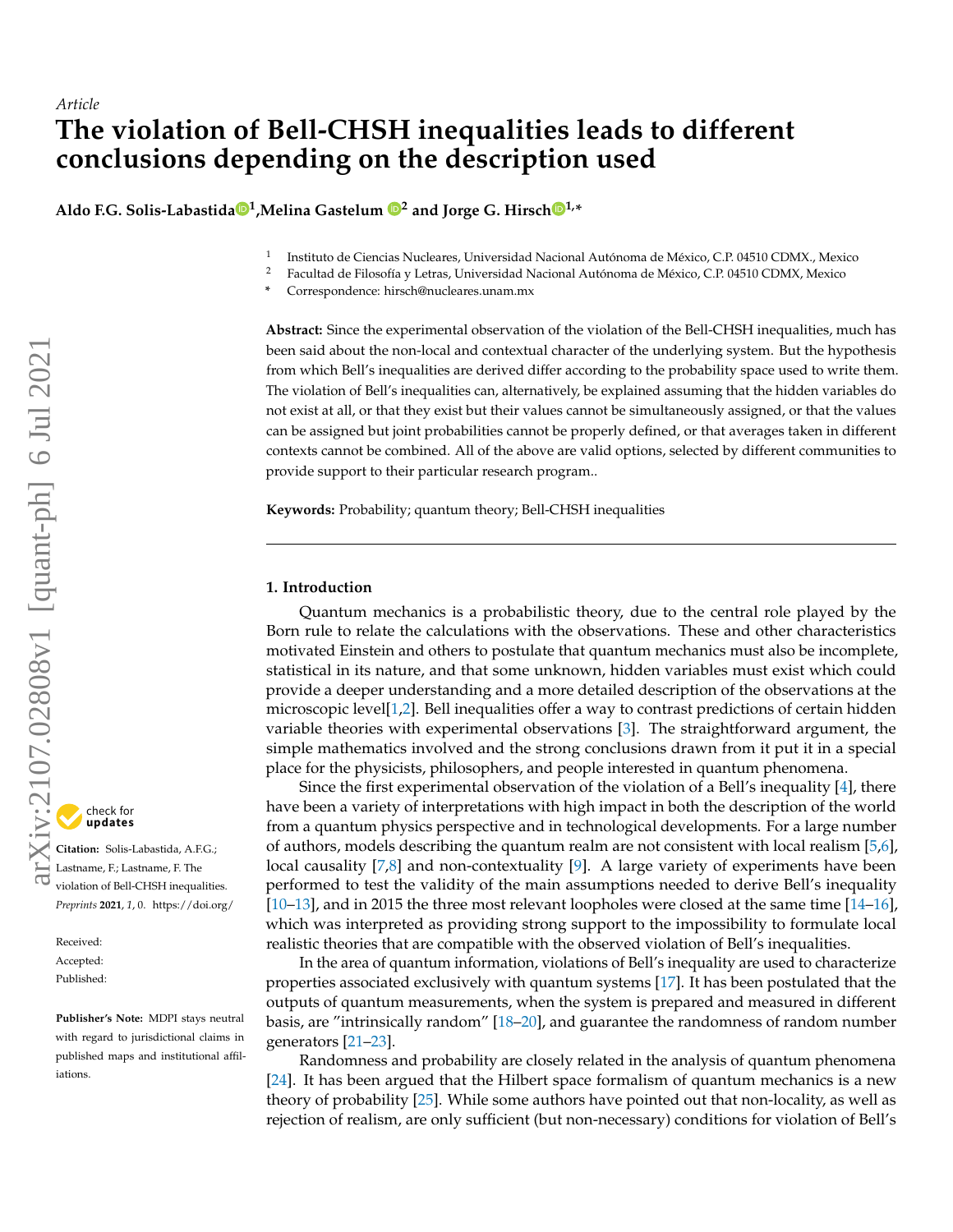*Article*

# The violation of Bell-CHSH inequalities leads to different conclusions depending on the description used

**Aldo F.G. Solis-Labastida [1], Melina Gastelum [2] and Jorge G. Hirsch [1,*]**

[1] Instituto de Ciencias Nucleares, Universidad Nacional Autónoma de México, C.P. 04510 CDMX., Mexico
[2] Facultad de Filosofía y Letras, Universidad Nacional Autónoma de México, C.P. 04510 CDMX, Mexico
* Correspondence: hirsch@nucleares.unam.mx

**Abstract:** Since the experimental observation of the violation of the Bell-CHSH inequalities, much has been said about the non-local and contextual character of the underlying system. But the hypothesis from which Bell's inequalities are derived differ according to the probability space used to write them. The violation of Bell's inequalities can, alternatively, be explained assuming that the hidden variables do not exist at all, or that they exist but their values cannot be simultaneously assigned, or that the values can be assigned but joint probabilities cannot be properly defined, or that averages taken in different contexts cannot be combined. All of the above are valid options, selected by different communities to provide support to their particular research program..

**Keywords:** Probability; quantum theory; Bell-CHSH inequalities

**Citation:** Solis-Labastida, A.F.G.; Lastname, F.; Lastname, F. The violation of Bell-CHSH inequalities. *Preprints* **2021**, *1*, 0. https://doi.org/

Received:
Accepted:
Published:

**Publisher's Note:** MDPI stays neutral with regard to jurisdictional claims in published maps and institutional affiliations.

## 1. Introduction

Quantum mechanics is a probabilistic theory, due to the central role played by the Born rule to relate the calculations with the observations. These and other characteristics motivated Einstein and others to postulate that quantum mechanics must also be incomplete, statistical in its nature, and that some unknown, hidden variables must exist which could provide a deeper understanding and a more detailed description of the observations at the microscopic level[1,2]. Bell inequalities offer a way to contrast predictions of certain hidden variable theories with experimental observations [3]. The straightforward argument, the simple mathematics involved and the strong conclusions drawn from it put it in a special place for the physicists, philosophers, and people interested in quantum phenomena.

Since the first experimental observation of the violation of a Bell's inequality [4], there have been a variety of interpretations with high impact in both the description of the world from a quantum physics perspective and in technological developments. For a large number of authors, models describing the quantum realm are not consistent with local realism [5,6], local causality [7,8] and non-contextuality [9]. A large variety of experiments have been performed to test the validity of the main assumptions needed to derive Bell's inequality [10–13], and in 2015 the three most relevant loopholes were closed at the same time [14–16], which was interpreted as providing strong support to the impossibility to formulate local realistic theories that are compatible with the observed violation of Bell's inequalities.

In the area of quantum information, violations of Bell's inequality are used to characterize properties associated exclusively with quantum systems [17]. It has been postulated that the outputs of quantum measurements, when the system is prepared and measured in different basis, are "intrinsically random" [18–20], and guarantee the randomness of random number generators [21–23].

Randomness and probability are closely related in the analysis of quantum phenomena [24]. It has been argued that the Hilbert space formalism of quantum mechanics is a new theory of probability [25]. While some authors have pointed out that non-locality, as well as rejection of realism, are only sufficient (but non-necessary) conditions for violation of Bell's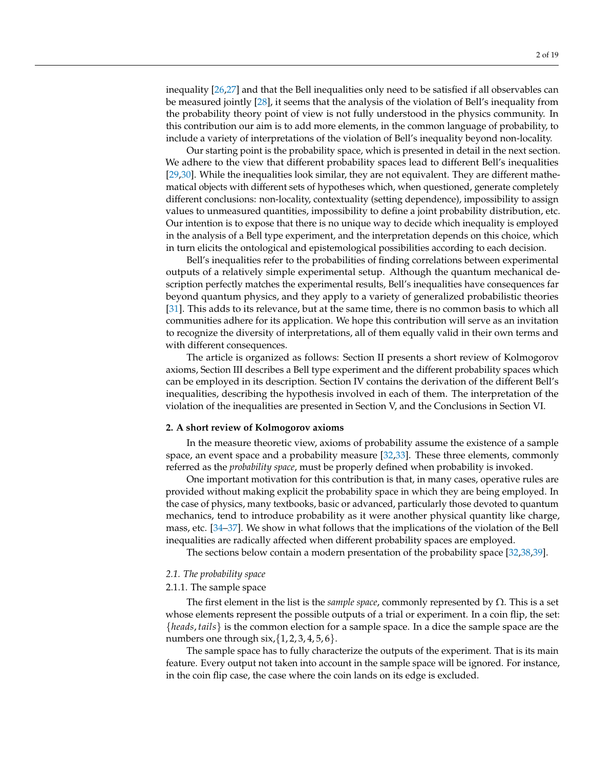inequality [26,27] and that the Bell inequalities only need to be satisfied if all observables can be measured jointly [28], it seems that the analysis of the violation of Bell's inequality from the probability theory point of view is not fully understood in the physics community. In this contribution our aim is to add more elements, in the common language of probability, to include a variety of interpretations of the violation of Bell's inequality beyond non-locality.

Our starting point is the probability space, which is presented in detail in the next section. We adhere to the view that different probability spaces lead to different Bell's inequalities [29,30]. While the inequalities look similar, they are not equivalent. They are different mathematical objects with different sets of hypotheses which, when questioned, generate completely different conclusions: non-locality, contextuality (setting dependence), impossibility to assign values to unmeasured quantities, impossibility to define a joint probability distribution, etc. Our intention is to expose that there is no unique way to decide which inequality is employed in the analysis of a Bell type experiment, and the interpretation depends on this choice, which in turn elicits the ontological and epistemological possibilities according to each decision.

Bell's inequalities refer to the probabilities of finding correlations between experimental outputs of a relatively simple experimental setup. Although the quantum mechanical description perfectly matches the experimental results, Bell's inequalities have consequences far beyond quantum physics, and they apply to a variety of generalized probabilistic theories [31]. This adds to its relevance, but at the same time, there is no common basis to which all communities adhere for its application. We hope this contribution will serve as an invitation to recognize the diversity of interpretations, all of them equally valid in their own terms and with different consequences.

The article is organized as follows: Section II presents a short review of Kolmogorov axioms, Section III describes a Bell type experiment and the different probability spaces which can be employed in its description. Section IV contains the derivation of the different Bell's inequalities, describing the hypothesis involved in each of them. The interpretation of the violation of the inequalities are presented in Section V, and the Conclusions in Section VI.

## 2. A short review of Kolmogorov axioms

In the measure theoretic view, axioms of probability assume the existence of a sample space, an event space and a probability measure [32,33]. These three elements, commonly referred as the *probability space*, must be properly defined when probability is invoked.

One important motivation for this contribution is that, in many cases, operative rules are provided without making explicit the probability space in which they are being employed. In the case of physics, many textbooks, basic or advanced, particularly those devoted to quantum mechanics, tend to introduce probability as it were another physical quantity like charge, mass, etc. [34–37]. We show in what follows that the implications of the violation of the Bell inequalities are radically affected when different probability spaces are employed.

The sections below contain a modern presentation of the probability space [32,38,39].

### *2.1. The probability space*

#### 2.1.1. The sample space

The first element in the list is the *sample space*, commonly represented by $\Omega$. This is a set whose elements represent the possible outputs of a trial or experiment. In a coin flip, the set: $\{heads, tails\}$ is the common election for a sample space. In a dice the sample space are the numbers one through six, $\{1, 2, 3, 4, 5, 6\}$.

The sample space has to fully characterize the outputs of the experiment. That is its main feature. Every output not taken into account in the sample space will be ignored. For instance, in the coin flip case, the case where the coin lands on its edge is excluded.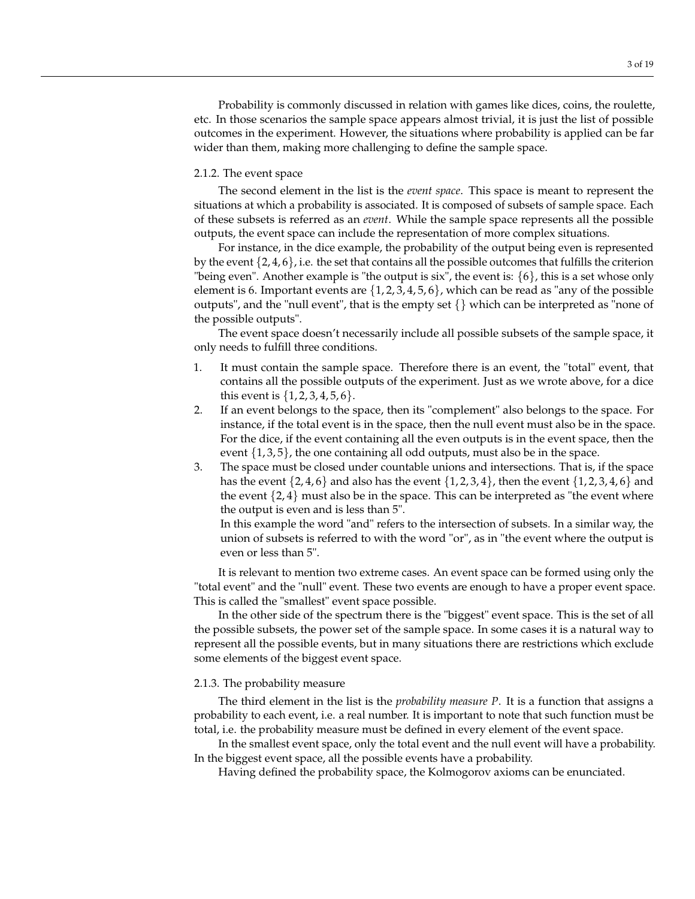Probability is commonly discussed in relation with games like dices, coins, the roulette, etc. In those scenarios the sample space appears almost trivial, it is just the list of possible outcomes in the experiment. However, the situations where probability is applied can be far wider than them, making more challenging to define the sample space.

### 2.1.2. The event space

The second element in the list is the *event space*. This space is meant to represent the situations at which a probability is associated. It is composed of subsets of sample space. Each of these subsets is referred as an *event*. While the sample space represents all the possible outputs, the event space can include the representation of more complex situations.

For instance, in the dice example, the probability of the output being even is represented by the event $\{2, 4, 6\}$, i.e. the set that contains all the possible outcomes that fulfills the criterion "being even". Another example is "the output is six", the event is: $\{6\}$, this is a set whose only element is 6. Important events are $\{1, 2, 3, 4, 5, 6\}$, which can be read as "any of the possible outputs", and the "null event", that is the empty set $\{\}$ which can be interpreted as "none of the possible outputs".

The event space doesn't necessarily include all possible subsets of the sample space, it only needs to fulfill three conditions.

1. It must contain the sample space. Therefore there is an event, the "total" event, that contains all the possible outputs of the experiment. Just as we wrote above, for a dice this event is $\{1, 2, 3, 4, 5, 6\}$.
2. If an event belongs to the space, then its "complement" also belongs to the space. For instance, if the total event is in the space, then the null event must also be in the space. For the dice, if the event containing all the even outputs is in the event space, then the event $\{1, 3, 5\}$, the one containing all odd outputs, must also be in the space.
3. The space must be closed under countable unions and intersections. That is, if the space has the event $\{2, 4, 6\}$ and also has the event $\{1, 2, 3, 4\}$, then the event $\{1, 2, 3, 4, 6\}$ and the event $\{2, 4\}$ must also be in the space. This can be interpreted as "the event where the output is even and is less than 5".
   In this example the word "and" refers to the intersection of subsets. In a similar way, the union of subsets is referred to with the word "or", as in "the event where the output is even or less than 5".

It is relevant to mention two extreme cases. An event space can be formed using only the "total event" and the "null" event. These two events are enough to have a proper event space. This is called the "smallest" event space possible.

In the other side of the spectrum there is the "biggest" event space. This is the set of all the possible subsets, the power set of the sample space. In some cases it is a natural way to represent all the possible events, but in many situations there are restrictions which exclude some elements of the biggest event space.

### 2.1.3. The probability measure

The third element in the list is the *probability measure $P$*. It is a function that assigns a probability to each event, i.e. a real number. It is important to note that such function must be total, i.e. the probability measure must be defined in every element of the event space.

In the smallest event space, only the total event and the null event will have a probability. In the biggest event space, all the possible events have a probability.

Having defined the probability space, the Kolmogorov axioms can be enunciated.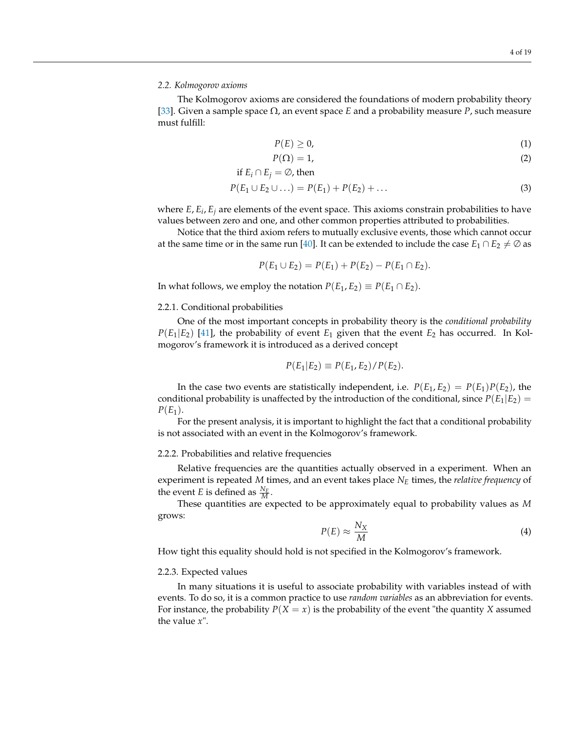### 2.2. Kolmogorov axioms

The Kolmogorov axioms are considered the foundations of modern probability theory [33]. Given a sample space $\Omega$, an event space $E$ and a probability measure $P$, such measure must fulfill:

$$P(E) \geq 0, \tag{1}$$

$$P(\Omega) = 1, \tag{2}$$

$$\text{if } E_i \cap E_j = \emptyset \text{, then}$$

$$P(E_1 \cup E_2 \cup \ldots) = P(E_1) + P(E_2) + \ldots \tag{3}$$

where $E, E_i, E_j$ are elements of the event space. This axioms constrain probabilities to have values between zero and one, and other common properties attributed to probabilities.

Notice that the third axiom refers to mutually exclusive events, those which cannot occur at the same time or in the same run [40]. It can be extended to include the case $E_1 \cap E_2 \neq \emptyset$ as

$$P(E_1 \cup E_2) = P(E_1) + P(E_2) - P(E_1 \cap E_2).$$

In what follows, we employ the notation $P(E_1, E_2) \equiv P(E_1 \cap E_2)$.

#### 2.2.1. Conditional probabilities

One of the most important concepts in probability theory is the *conditional probability* $P(E_1|E_2)$ [41], the probability of event $E_1$ given that the event $E_2$ has occurred. In Kolmogorov's framework it is introduced as a derived concept

$$P(E_1|E_2) \equiv P(E_1, E_2)/P(E_2).$$

In the case two events are statistically independent, i.e. $P(E_1, E_2) = P(E_1)P(E_2)$, the conditional probability is unaffected by the introduction of the conditional, since $P(E_1|E_2) = P(E_1)$.

For the present analysis, it is important to highlight the fact that a conditional probability is not associated with an event in the Kolmogorov's framework.

#### 2.2.2. Probabilities and relative frequencies

Relative frequencies are the quantities actually observed in a experiment. When an experiment is repeated $M$ times, and an event takes place $N_E$ times, the *relative frequency* of the event $E$ is defined as $\frac{N_E}{M}$.

These quantities are expected to be approximately equal to probability values as $M$ grows:

$$P(E) \approx \frac{N_X}{M} \tag{4}$$

How tight this equality should hold is not specified in the Kolmogorov's framework.

#### 2.2.3. Expected values

In many situations it is useful to associate probability with variables instead of with events. To do so, it is a common practice to use *random variables* as an abbreviation for events. For instance, the probability $P(X = x)$ is the probability of the event "the quantity $X$ assumed the value $x$".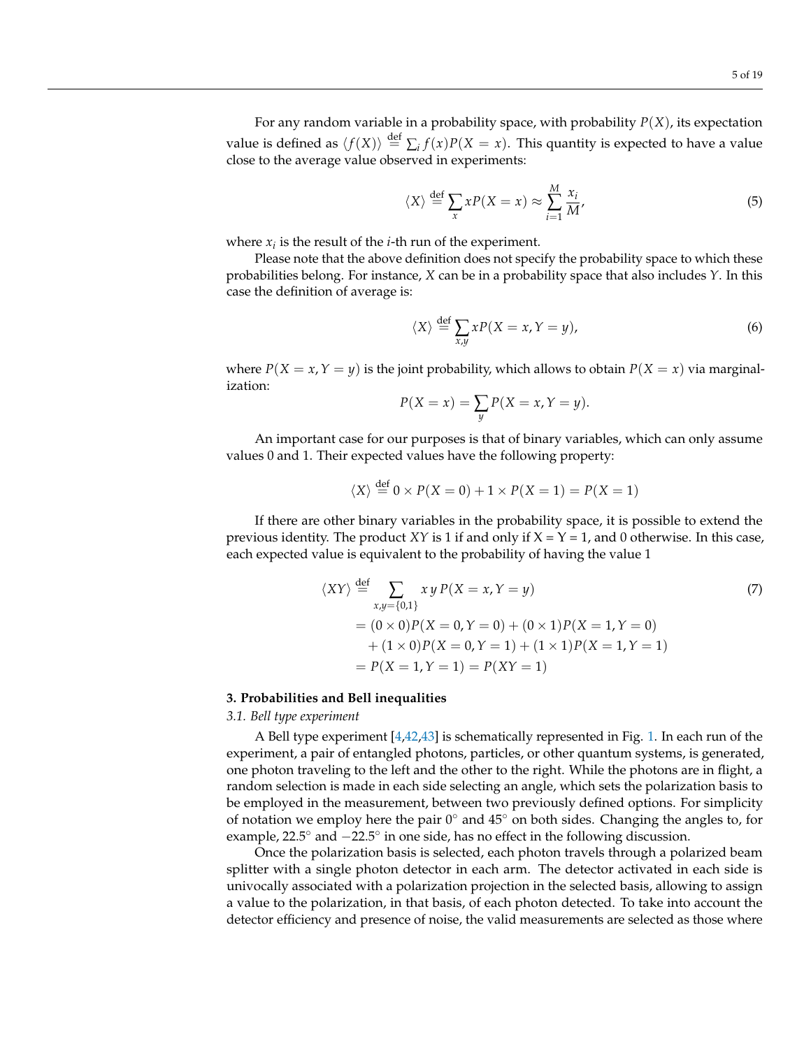For any random variable in a probability space, with probability $P(X)$, its expectation value is defined as $\langle f(X) \rangle \stackrel{\text{def}}{=} \sum_i f(x)P(X=x)$. This quantity is expected to have a value close to the average value observed in experiments:

$$\langle X \rangle \stackrel{\text{def}}{=} \sum_x xP(X=x) \approx \sum_{i=1}^{M} \frac{x_i}{M}, \tag{5}$$

where $x_i$ is the result of the $i$-th run of the experiment.

Please note that the above definition does not specify the probability space to which these probabilities belong. For instance, $X$ can be in a probability space that also includes $Y$. In this case the definition of average is:

$$\langle X \rangle \stackrel{\text{def}}{=} \sum_{x,y} xP(X=x, Y=y), \tag{6}$$

where $P(X=x, Y=y)$ is the joint probability, which allows to obtain $P(X=x)$ via marginalization:

$$P(X=x) = \sum_y P(X=x, Y=y).$$

An important case for our purposes is that of binary variables, which can only assume values 0 and 1. Their expected values have the following property:

$$\langle X \rangle \stackrel{\text{def}}{=} 0 \times P(X=0) + 1 \times P(X=1) = P(X=1)$$

If there are other binary variables in the probability space, it is possible to extend the previous identity. The product $XY$ is 1 if and only if X = Y = 1, and 0 otherwise. In this case, each expected value is equivalent to the probability of having the value 1

$$\begin{aligned}
\langle XY \rangle &\stackrel{\text{def}}{=} \sum_{x,y=\{0,1\}} x\,y\,P(X=x, Y=y) \\
&= (0 \times 0)P(X=0, Y=0) + (0 \times 1)P(X=1, Y=0) \\
&\quad + (1 \times 0)P(X=0, Y=1) + (1 \times 1)P(X=1, Y=1) \\
&= P(X=1, Y=1) = P(XY=1)
\end{aligned} \tag{7}$$

## 3. Probabilities and Bell inequalities

### *3.1. Bell type experiment*

A Bell type experiment [4,42,43] is schematically represented in Fig. 1. In each run of the experiment, a pair of entangled photons, particles, or other quantum systems, is generated, one photon traveling to the left and the other to the right. While the photons are in flight, a random selection is made in each side selecting an angle, which sets the polarization basis to be employed in the measurement, between two previously defined options. For simplicity of notation we employ here the pair $0^\circ$ and $45^\circ$ on both sides. Changing the angles to, for example, $22.5^\circ$ and $-22.5^\circ$ in one side, has no effect in the following discussion.

Once the polarization basis is selected, each photon travels through a polarized beam splitter with a single photon detector in each arm. The detector activated in each side is univocally associated with a polarization projection in the selected basis, allowing to assign a value to the polarization, in that basis, of each photon detected. To take into account the detector efficiency and presence of noise, the valid measurements are selected as those where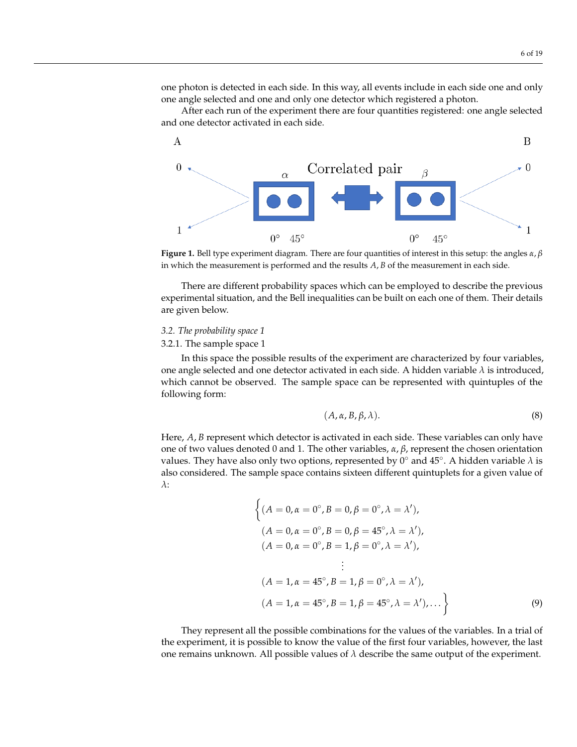one photon is detected in each side. In this way, all events include in each side one and only one angle selected and one and only one detector which registered a photon.

After each run of the experiment there are four quantities registered: one angle selected and one detector activated in each side.

**Figure 1.** Bell type experiment diagram. There are four quantities of interest in this setup: the angles $\alpha, \beta$ in which the measurement is performed and the results $A, B$ of the measurement in each side.

There are different probability spaces which can be employed to describe the previous experimental situation, and the Bell inequalities can be built on each one of them. Their details are given below.

### *3.2. The probability space 1*

#### 3.2.1. The sample space 1

In this space the possible results of the experiment are characterized by four variables, one angle selected and one detector activated in each side. A hidden variable $\lambda$ is introduced, which cannot be observed. The sample space can be represented with quintuples of the following form:

$$(A, \alpha, B, \beta, \lambda). \tag{8}$$

Here, $A, B$ represent which detector is activated in each side. These variables can only have one of two values denoted 0 and 1. The other variables, $\alpha, \beta$, represent the chosen orientation values. They have also only two options, represented by $0^\circ$ and $45^\circ$. A hidden variable $\lambda$ is also considered. The sample space contains sixteen different quintuplets for a given value of $\lambda$:

$$\begin{aligned}
\Big\{ &(A = 0, \alpha = 0^\circ, B = 0, \beta = 0^\circ, \lambda = \lambda'), \\
&(A = 0, \alpha = 0^\circ, B = 0, \beta = 45^\circ, \lambda = \lambda'), \\
&(A = 0, \alpha = 0^\circ, B = 1, \beta = 0^\circ, \lambda = \lambda'), \\
&\qquad \vdots \\
&(A = 1, \alpha = 45^\circ, B = 1, \beta = 0^\circ, \lambda = \lambda'), \\
&(A = 1, \alpha = 45^\circ, B = 1, \beta = 45^\circ, \lambda = \lambda'), \ldots \Big\}
\end{aligned} \tag{9}$$

They represent all the possible combinations for the values of the variables. In a trial of the experiment, it is possible to know the value of the first four variables, however, the last one remains unknown. All possible values of $\lambda$ describe the same output of the experiment.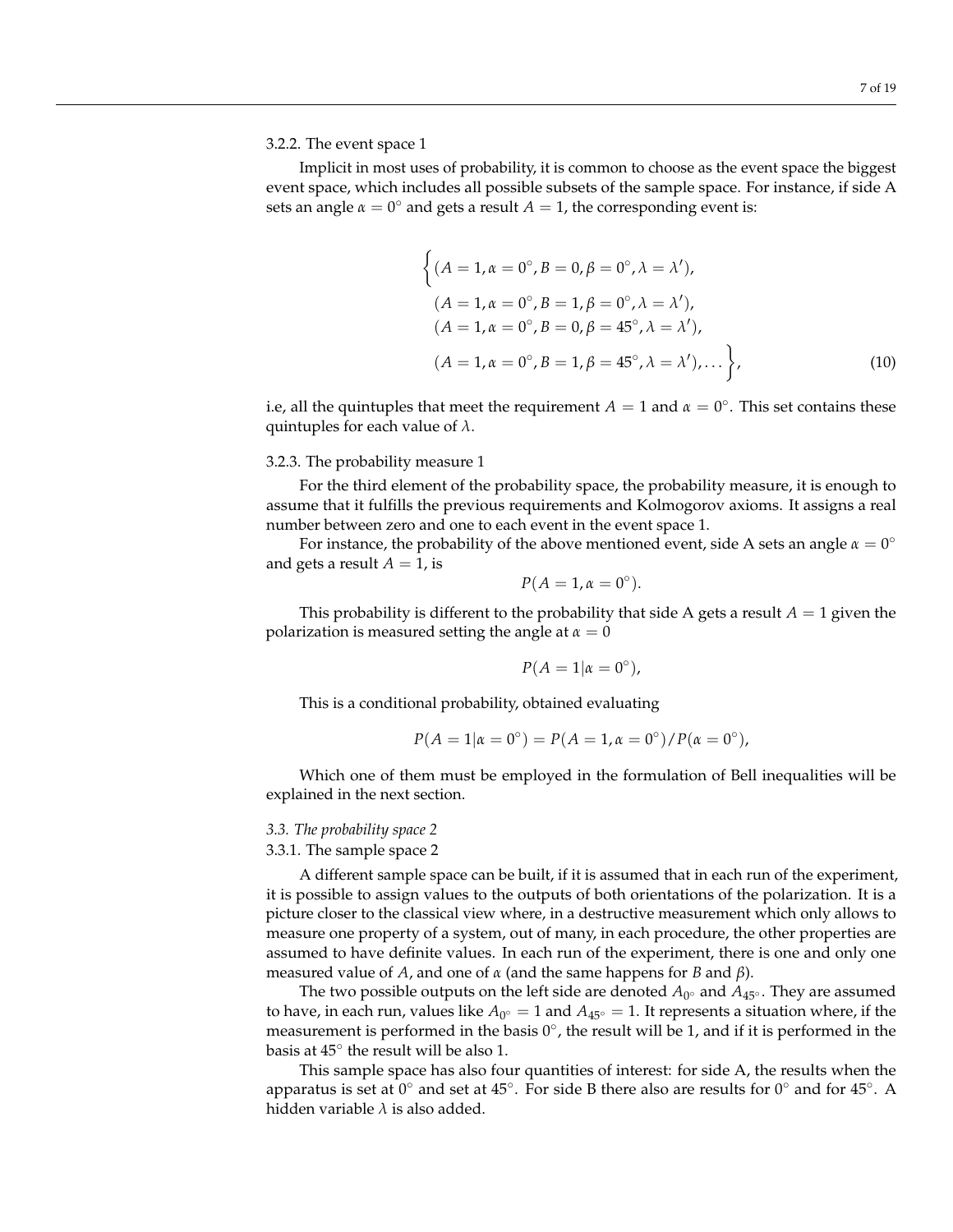3.2.2. The event space 1

Implicit in most uses of probability, it is common to choose as the event space the biggest event space, which includes all possible subsets of the sample space. For instance, if side A sets an angle $\alpha = 0^\circ$ and gets a result $A = 1$, the corresponding event is:

$$\Big\{(A = 1, \alpha = 0^\circ, B = 0, \beta = 0^\circ, \lambda = \lambda'),$$
$$(A = 1, \alpha = 0^\circ, B = 1, \beta = 0^\circ, \lambda = \lambda'),$$
$$(A = 1, \alpha = 0^\circ, B = 0, \beta = 45^\circ, \lambda = \lambda'),$$
$$(A = 1, \alpha = 0^\circ, B = 1, \beta = 45^\circ, \lambda = \lambda'), \dots \Big\}, \tag{10}$$

i.e, all the quintuples that meet the requirement $A = 1$ and $\alpha = 0^\circ$. This set contains these quintuples for each value of $\lambda$.

3.2.3. The probability measure 1

For the third element of the probability space, the probability measure, it is enough to assume that it fulfills the previous requirements and Kolmogorov axioms. It assigns a real number between zero and one to each event in the event space 1.

For instance, the probability of the above mentioned event, side A sets an angle $\alpha = 0^\circ$ and gets a result $A = 1$, is

$$P(A = 1, \alpha = 0^\circ).$$

This probability is different to the probability that side A gets a result $A = 1$ given the polarization is measured setting the angle at $\alpha = 0$

$$P(A = 1 | \alpha = 0^\circ),$$

This is a conditional probability, obtained evaluating

$$P(A = 1 | \alpha = 0^\circ) = P(A = 1, \alpha = 0^\circ)/P(\alpha = 0^\circ),$$

Which one of them must be employed in the formulation of Bell inequalities will be explained in the next section.

### *3.3. The probability space 2*

3.3.1. The sample space 2

A different sample space can be built, if it is assumed that in each run of the experiment, it is possible to assign values to the outputs of both orientations of the polarization. It is a picture closer to the classical view where, in a destructive measurement which only allows to measure one property of a system, out of many, in each procedure, the other properties are assumed to have definite values. In each run of the experiment, there is one and only one measured value of $A$, and one of $\alpha$ (and the same happens for $B$ and $\beta$).

The two possible outputs on the left side are denoted $A_{0^\circ}$ and $A_{45^\circ}$. They are assumed to have, in each run, values like $A_{0^\circ} = 1$ and $A_{45^\circ} = 1$. It represents a situation where, if the measurement is performed in the basis $0^\circ$, the result will be 1, and if it is performed in the basis at $45^\circ$ the result will be also 1.

This sample space has also four quantities of interest: for side A, the results when the apparatus is set at $0^\circ$ and set at $45^\circ$. For side B there also are results for $0^\circ$ and for $45^\circ$. A hidden variable $\lambda$ is also added.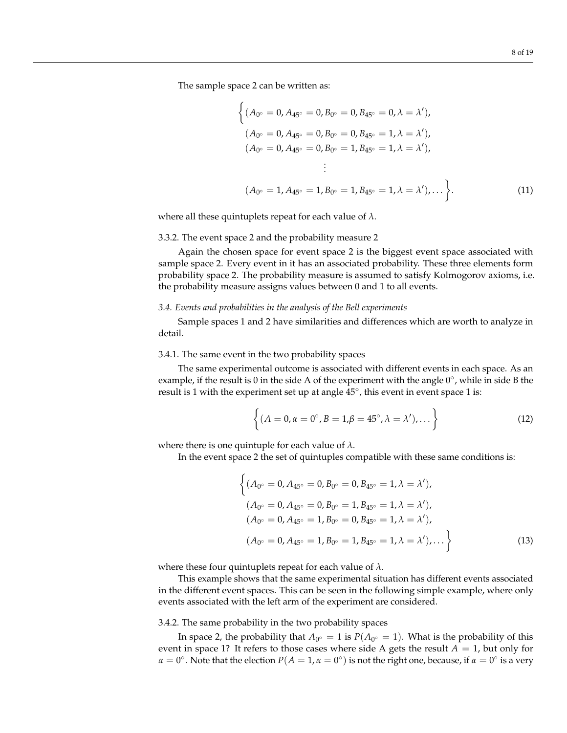The sample space 2 can be written as:

$$
\Big\{ (A_{0^\circ} = 0, A_{45^\circ} = 0, B_{0^\circ} = 0, B_{45^\circ} = 0, \lambda = \lambda'), \\
(A_{0^\circ} = 0, A_{45^\circ} = 0, B_{0^\circ} = 0, B_{45^\circ} = 1, \lambda = \lambda'), \\
(A_{0^\circ} = 0, A_{45^\circ} = 0, B_{0^\circ} = 1, B_{45^\circ} = 1, \lambda = \lambda'), \\
\vdots \\
(A_{0^\circ} = 1, A_{45^\circ} = 1, B_{0^\circ} = 1, B_{45^\circ} = 1, \lambda = \lambda'), \dots \Big\}. \tag{11}
$$

where all these quintuplets repeat for each value of $\lambda$.

3.3.2. The event space 2 and the probability measure 2

Again the chosen space for event space 2 is the biggest event space associated with sample space 2. Every event in it has an associated probability. These three elements form probability space 2. The probability measure is assumed to satisfy Kolmogorov axioms, i.e. the probability measure assigns values between 0 and 1 to all events.

### *3.4. Events and probabilities in the analysis of the Bell experiments*

Sample spaces 1 and 2 have similarities and differences which are worth to analyze in detail.

3.4.1. The same event in the two probability spaces

The same experimental outcome is associated with different events in each space. As an example, if the result is 0 in the side A of the experiment with the angle $0^\circ$, while in side B the result is 1 with the experiment set up at angle $45^\circ$, this event in event space 1 is:

$$
\Big\{ (A = 0, \alpha = 0^\circ, B = 1, \beta = 45^\circ, \lambda = \lambda'), \dots \Big\} \tag{12}
$$

where there is one quintuple for each value of $\lambda$.

In the event space 2 the set of quintuples compatible with these same conditions is:

$$
\Big\{ (A_{0^\circ} = 0, A_{45^\circ} = 0, B_{0^\circ} = 0, B_{45^\circ} = 1, \lambda = \lambda'), \\
(A_{0^\circ} = 0, A_{45^\circ} = 0, B_{0^\circ} = 1, B_{45^\circ} = 1, \lambda = \lambda'), \\
(A_{0^\circ} = 0, A_{45^\circ} = 1, B_{0^\circ} = 0, B_{45^\circ} = 1, \lambda = \lambda'), \\
(A_{0^\circ} = 0, A_{45^\circ} = 1, B_{0^\circ} = 1, B_{45^\circ} = 1, \lambda = \lambda'), \dots \Big\} \tag{13}
$$

where these four quintuplets repeat for each value of $\lambda$.

This example shows that the same experimental situation has different events associated in the different event spaces. This can be seen in the following simple example, where only events associated with the left arm of the experiment are considered.

3.4.2. The same probability in the two probability spaces

In space 2, the probability that $A_{0^\circ} = 1$ is $P(A_{0^\circ} = 1)$. What is the probability of this event in space 1? It refers to those cases where side A gets the result $A = 1$, but only for $\alpha = 0^\circ$. Note that the election $P(A = 1, \alpha = 0^\circ)$ is not the right one, because, if $\alpha = 0^\circ$ is a very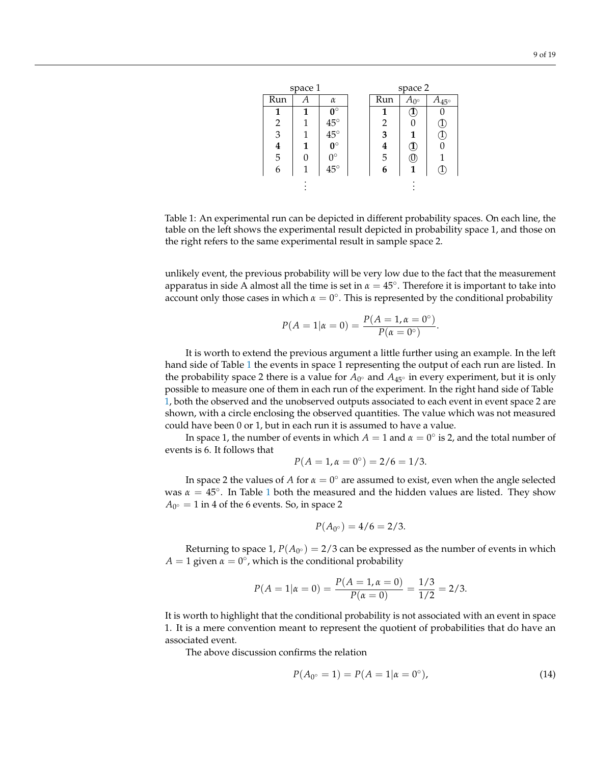| space 1 | | |
|---|---|---|
| Run | $A$ | $\alpha$ |
| **1** | **1** | $\mathbf{0}^\circ$ |
| 2 | 1 | $45^\circ$ |
| 3 | 1 | $45^\circ$ |
| **4** | **1** | $\mathbf{0}^\circ$ |
| 5 | 0 | $0^\circ$ |
| 6 | 1 | $45^\circ$ |
| | ⋮ | |

| space 2 | | |
|---|---|---|
| Run | $A_{0^\circ}$ | $A_{45^\circ}$ |
| **1** | ⓵ | 0 |
| 2 | 0 | ① |
| **3** | **1** | ① |
| **4** | ⓵ | 0 |
| 5 | ⓪ | 1 |
| **6** | **1** | ① |
| | ⋮ | |

Table 1: An experimental run can be depicted in different probability spaces. On each line, the table on the left shows the experimental result depicted in probability space 1, and those on the right refers to the same experimental result in sample space 2.

unlikely event, the previous probability will be very low due to the fact that the measurement apparatus in side A almost all the time is set in $\alpha = 45^\circ$. Therefore it is important to take into account only those cases in which $\alpha = 0^\circ$. This is represented by the conditional probability

$$P(A = 1|\alpha = 0) = \frac{P(A = 1, \alpha = 0^\circ)}{P(\alpha = 0^\circ)}.$$

It is worth to extend the previous argument a little further using an example. In the left hand side of Table 1 the events in space 1 representing the output of each run are listed. In the probability space 2 there is a value for $A_{0^\circ}$ and $A_{45^\circ}$ in every experiment, but it is only possible to measure one of them in each run of the experiment. In the right hand side of Table 1, both the observed and the unobserved outputs associated to each event in event space 2 are shown, with a circle enclosing the observed quantities. The value which was not measured could have been 0 or 1, but in each run it is assumed to have a value.

In space 1, the number of events in which $A = 1$ and $\alpha = 0^\circ$ is 2, and the total number of events is 6. It follows that

$$P(A = 1, \alpha = 0^\circ) = 2/6 = 1/3.$$

In space 2 the values of $A$ for $\alpha = 0^\circ$ are assumed to exist, even when the angle selected was $\alpha = 45^\circ$. In Table 1 both the measured and the hidden values are listed. They show $A_{0^\circ} = 1$ in 4 of the 6 events. So, in space 2

$$P(A_{0^\circ}) = 4/6 = 2/3.$$

Returning to space 1, $P(A_{0^\circ}) = 2/3$ can be expressed as the number of events in which $A = 1$ given $\alpha = 0^\circ$, which is the conditional probability

$$P(A = 1|\alpha = 0) = \frac{P(A = 1, \alpha = 0)}{P(\alpha = 0)} = \frac{1/3}{1/2} = 2/3.$$

It is worth to highlight that the conditional probability is not associated with an event in space 1. It is a mere convention meant to represent the quotient of probabilities that do have an associated event.

The above discussion confirms the relation

$$P(A_{0^\circ} = 1) = P(A = 1|\alpha = 0^\circ), \tag{14}$$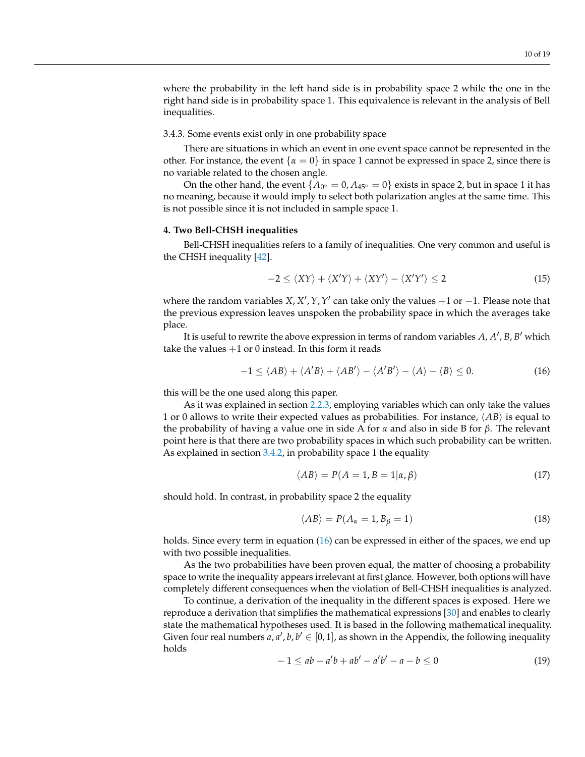where the probability in the left hand side is in probability space 2 while the one in the right hand side is in probability space 1. This equivalence is relevant in the analysis of Bell inequalities.

#### 3.4.3. Some events exist only in one probability space

There are situations in which an event in one event space cannot be represented in the other. For instance, the event $\{\alpha = 0\}$ in space 1 cannot be expressed in space 2, since there is no variable related to the chosen angle.

On the other hand, the event $\{A_{0^\circ} = 0, A_{45^\circ} = 0\}$ exists in space 2, but in space 1 it has no meaning, because it would imply to select both polarization angles at the same time. This is not possible since it is not included in sample space 1.

## 4. Two Bell-CHSH inequalities

Bell-CHSH inequalities refers to a family of inequalities. One very common and useful is the CHSH inequality [42].

$$-2 \leq \langle XY \rangle + \langle X'Y \rangle + \langle XY' \rangle - \langle X'Y' \rangle \leq 2 \tag{15}$$

where the random variables $X, X', Y, Y'$ can take only the values $+1$ or $-1$. Please note that the previous expression leaves unspoken the probability space in which the averages take place.

It is useful to rewrite the above expression in terms of random variables $A, A', B, B'$ which take the values $+1$ or 0 instead. In this form it reads

$$-1 \leq \langle AB \rangle + \langle A'B \rangle + \langle AB' \rangle - \langle A'B' \rangle - \langle A \rangle - \langle B \rangle \leq 0. \tag{16}$$

this will be the one used along this paper.

As it was explained in section 2.2.3, employing variables which can only take the values 1 or 0 allows to write their expected values as probabilities. For instance, $\langle AB \rangle$ is equal to the probability of having a value one in side A for $\alpha$ and also in side B for $\beta$. The relevant point here is that there are two probability spaces in which such probability can be written. As explained in section 3.4.2, in probability space 1 the equality

$$\langle AB \rangle = P(A = 1, B = 1|\alpha, \beta) \tag{17}$$

should hold. In contrast, in probability space 2 the equality

$$\langle AB \rangle = P(A_\alpha = 1, B_\beta = 1) \tag{18}$$

holds. Since every term in equation (16) can be expressed in either of the spaces, we end up with two possible inequalities.

As the two probabilities have been proven equal, the matter of choosing a probability space to write the inequality appears irrelevant at first glance. However, both options will have completely different consequences when the violation of Bell-CHSH inequalities is analyzed.

To continue, a derivation of the inequality in the different spaces is exposed. Here we reproduce a derivation that simplifies the mathematical expressions [30] and enables to clearly state the mathematical hypotheses used. It is based in the following mathematical inequality. Given four real numbers $a, a', b, b' \in [0, 1]$, as shown in the Appendix, the following inequality holds

$$-1 \leq ab + a'b + ab' - a'b' - a - b \leq 0 \tag{19}$$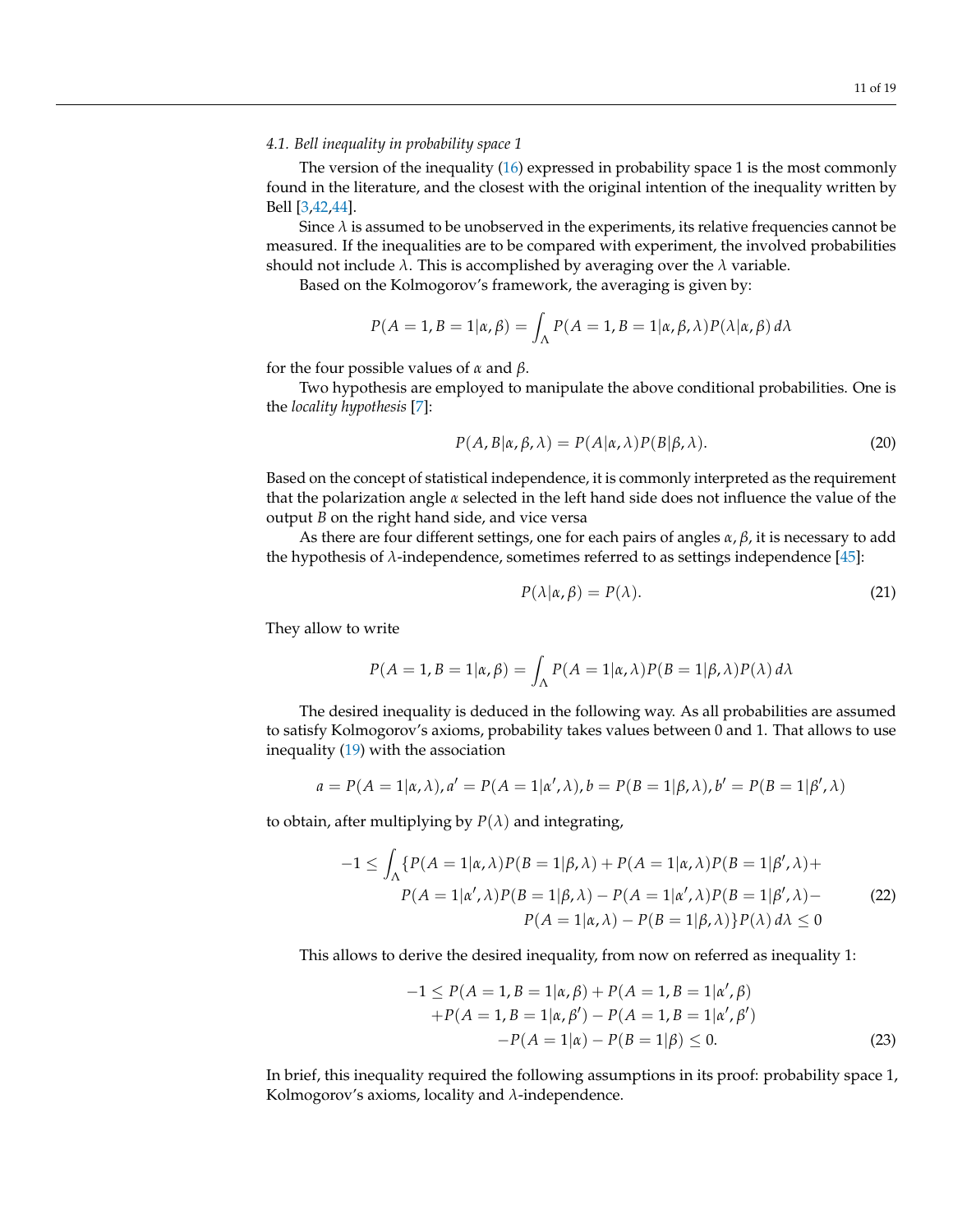### 4.1. Bell inequality in probability space 1

The version of the inequality (16) expressed in probability space 1 is the most commonly found in the literature, and the closest with the original intention of the inequality written by Bell [3,42,44].

Since $\lambda$ is assumed to be unobserved in the experiments, its relative frequencies cannot be measured. If the inequalities are to be compared with experiment, the involved probabilities should not include $\lambda$. This is accomplished by averaging over the $\lambda$ variable.

Based on the Kolmogorov's framework, the averaging is given by:

$$P(A = 1, B = 1|\alpha, \beta) = \int_{\Lambda} P(A = 1, B = 1|\alpha, \beta, \lambda) P(\lambda|\alpha, \beta) \, d\lambda$$

for the four possible values of $\alpha$ and $\beta$.

Two hypothesis are employed to manipulate the above conditional probabilities. One is the *locality hypothesis* [7]:

$$P(A, B|\alpha, \beta, \lambda) = P(A|\alpha, \lambda) P(B|\beta, \lambda). \tag{20}$$

Based on the concept of statistical independence, it is commonly interpreted as the requirement that the polarization angle $\alpha$ selected in the left hand side does not influence the value of the output $B$ on the right hand side, and vice versa

As there are four different settings, one for each pairs of angles $\alpha, \beta$, it is necessary to add the hypothesis of $\lambda$-independence, sometimes referred to as settings independence [45]:

$$P(\lambda|\alpha, \beta) = P(\lambda). \tag{21}$$

They allow to write

$$P(A = 1, B = 1|\alpha, \beta) = \int_{\Lambda} P(A = 1|\alpha, \lambda) P(B = 1|\beta, \lambda) P(\lambda) \, d\lambda$$

The desired inequality is deduced in the following way. As all probabilities are assumed to satisfy Kolmogorov's axioms, probability takes values between 0 and 1. That allows to use inequality (19) with the association

$$a = P(A = 1|\alpha, \lambda), a' = P(A = 1|\alpha', \lambda), b = P(B = 1|\beta, \lambda), b' = P(B = 1|\beta', \lambda)$$

to obtain, after multiplying by $P(\lambda)$ and integrating,

$$\begin{aligned}
-1 \leq \int_{\Lambda} \{ & P(A = 1|\alpha, \lambda) P(B = 1|\beta, \lambda) + P(A = 1|\alpha, \lambda) P(B = 1|\beta', \lambda) + \\
& P(A = 1|\alpha', \lambda) P(B = 1|\beta, \lambda) - P(A = 1|\alpha', \lambda) P(B = 1|\beta', \lambda) - \\
& P(A = 1|\alpha, \lambda) - P(B = 1|\beta, \lambda) \} P(\lambda) \, d\lambda \leq 0
\end{aligned} \tag{22}$$

This allows to derive the desired inequality, from now on referred as inequality 1:

$$\begin{aligned}
-1 \leq\ & P(A = 1, B = 1|\alpha, \beta) + P(A = 1, B = 1|\alpha', \beta) \\
& + P(A = 1, B = 1|\alpha, \beta') - P(A = 1, B = 1|\alpha', \beta') \\
& - P(A = 1|\alpha) - P(B = 1|\beta) \leq 0.
\end{aligned} \tag{23}$$

In brief, this inequality required the following assumptions in its proof: probability space 1, Kolmogorov's axioms, locality and $\lambda$-independence.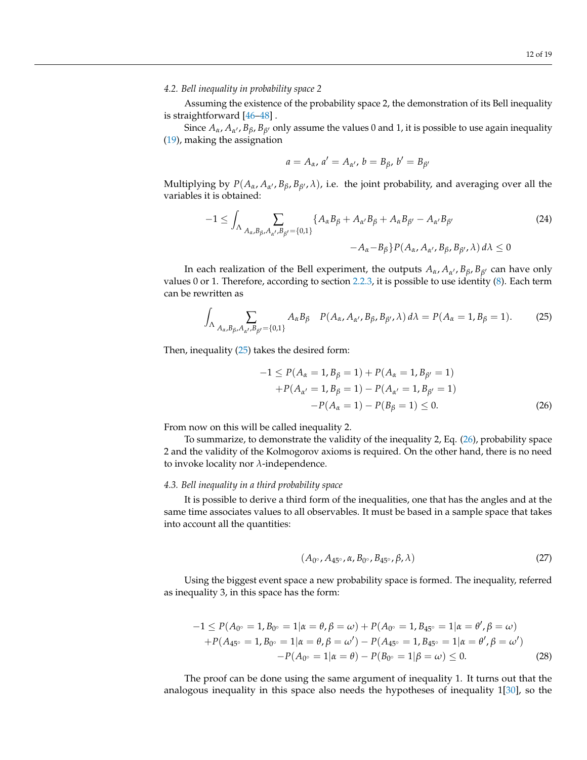### 4.2. Bell inequality in probability space 2

Assuming the existence of the probability space 2, the demonstration of its Bell inequality is straightforward [46–48] .

Since $A_\alpha, A_{\alpha'}, B_\beta, B_{\beta'}$ only assume the values 0 and 1, it is possible to use again inequality (19), making the assignation

$$a = A_\alpha,\ a' = A_{\alpha'},\ b = B_\beta,\ b' = B_{\beta'}$$

Multiplying by $P(A_\alpha, A_{\alpha'}, B_\beta, B_{\beta'}, \lambda)$, i.e. the joint probability, and averaging over all the variables it is obtained:

$$-1 \leq \int_\Lambda \sum_{A_\alpha, B_\beta, A_{\alpha'}, B_{\beta'} = \{0,1\}} \{A_\alpha B_\beta + A_{\alpha'} B_\beta + A_\alpha B_{\beta'} - A_{\alpha'} B_{\beta'} \\ - A_\alpha - B_\beta\} P(A_\alpha, A_{\alpha'}, B_\beta, B_{\beta'}, \lambda)\, d\lambda \leq 0 \tag{24}$$

In each realization of the Bell experiment, the outputs $A_\alpha, A_{\alpha'}, B_\beta, B_{\beta'}$ can have only values 0 or 1. Therefore, according to section 2.2.3, it is possible to use identity (8). Each term can be rewritten as

$$\int_\Lambda \sum_{A_\alpha, B_\beta, A_{\alpha'}, B_{\beta'} = \{0,1\}} A_\alpha B_\beta \quad P(A_\alpha, A_{\alpha'}, B_\beta, B_{\beta'}, \lambda)\, d\lambda = P(A_\alpha = 1, B_\beta = 1). \tag{25}$$

Then, inequality (25) takes the desired form:

$$\begin{aligned} -1 \leq P(A_\alpha = 1, B_\beta = 1) + P(A_\alpha = 1, B_{\beta'} = 1) \\ + P(A_{\alpha'} = 1, B_\beta = 1) - P(A_{\alpha'} = 1, B_{\beta'} = 1) \\ - P(A_\alpha = 1) - P(B_\beta = 1) \leq 0. \end{aligned} \tag{26}$$

From now on this will be called inequality 2.

To summarize, to demonstrate the validity of the inequality 2, Eq. (26), probability space 2 and the validity of the Kolmogorov axioms is required. On the other hand, there is no need to invoke locality nor $\lambda$-independence.

### 4.3. Bell inequality in a third probability space

It is possible to derive a third form of the inequalities, one that has the angles and at the same time associates values to all observables. It must be based in a sample space that takes into account all the quantities:

$$(A_{0^\circ}, A_{45^\circ}, \alpha, B_{0^\circ}, B_{45^\circ}, \beta, \lambda) \tag{27}$$

Using the biggest event space a new probability space is formed. The inequality, referred as inequality 3, in this space has the form:

$$\begin{aligned} -1 \leq P(A_{0^\circ} = 1, B_{0^\circ} = 1 | \alpha = \theta, \beta = \omega) + P(A_{0^\circ} = 1, B_{45^\circ} = 1 | \alpha = \theta', \beta = \omega) \\ + P(A_{45^\circ} = 1, B_{0^\circ} = 1 | \alpha = \theta, \beta = \omega') - P(A_{45^\circ} = 1, B_{45^\circ} = 1 | \alpha = \theta', \beta = \omega') \\ - P(A_{0^\circ} = 1 | \alpha = \theta) - P(B_{0^\circ} = 1 | \beta = \omega) \leq 0. \end{aligned} \tag{28}$$

The proof can be done using the same argument of inequality 1. It turns out that the analogous inequality in this space also needs the hypotheses of inequality 1[30], so the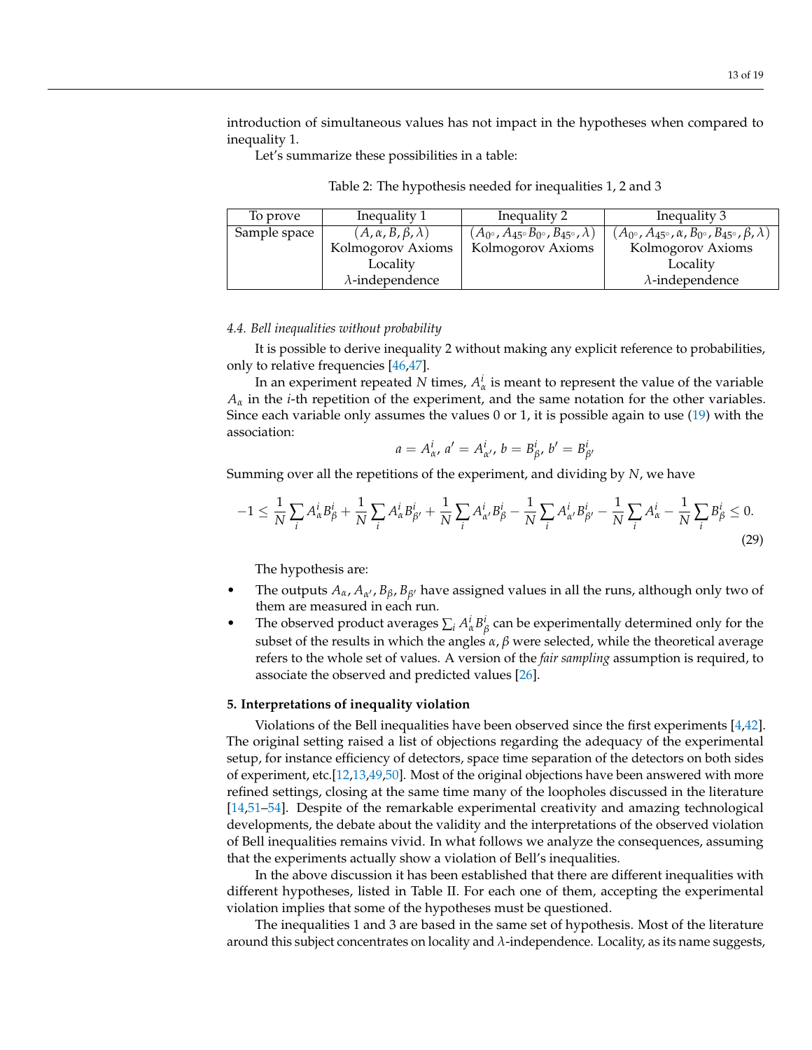introduction of simultaneous values has not impact in the hypotheses when compared to inequality 1.

Let's summarize these possibilities in a table:

Table 2: The hypothesis needed for inequalities 1, 2 and 3

| To prove | Inequality 1 | Inequality 2 | Inequality 3 |
|---|---|---|---|
| Sample space | $(A, \alpha, B, \beta, \lambda)$ | $(A_{0^\circ}, A_{45^\circ} B_{0^\circ}, B_{45^\circ}, \lambda)$ | $(A_{0^\circ}, A_{45^\circ}, \alpha, B_{0^\circ}, B_{45^\circ}, \beta, \lambda)$ |
| | Kolmogorov Axioms | Kolmogorov Axioms | Kolmogorov Axioms |
| | Locality | | Locality |
| | $\lambda$-independence | | $\lambda$-independence |

### 4.4. Bell inequalities without probability

It is possible to derive inequality 2 without making any explicit reference to probabilities, only to relative frequencies [46,47].

In an experiment repeated $N$ times, $A^i_\alpha$ is meant to represent the value of the variable $A_\alpha$ in the $i$-th repetition of the experiment, and the same notation for the other variables. Since each variable only assumes the values 0 or 1, it is possible again to use (19) with the association:

$$a = A^i_\alpha,\ a' = A^i_{\alpha'},\ b = B^i_\beta,\ b' = B^i_{\beta'}$$

Summing over all the repetitions of the experiment, and dividing by $N$, we have

$$-1 \leq \frac{1}{N}\sum_i A^i_\alpha B^i_\beta + \frac{1}{N}\sum_i A^i_\alpha B^i_{\beta'} + \frac{1}{N}\sum_i A^i_{\alpha'} B^i_\beta - \frac{1}{N}\sum_i A^i_{\alpha'} B^i_{\beta'} - \frac{1}{N}\sum_i A^i_\alpha - \frac{1}{N}\sum_i B^i_\beta \leq 0. \tag{29}$$

The hypothesis are:

- The outputs $A_\alpha, A_{\alpha'}, B_\beta, B_{\beta'}$ have assigned values in all the runs, although only two of them are measured in each run.
- The observed product averages $\sum_i A^i_\alpha B^i_\beta$ can be experimentally determined only for the subset of the results in which the angles $\alpha, \beta$ were selected, while the theoretical average refers to the whole set of values. A version of the *fair sampling* assumption is required, to associate the observed and predicted values [26].

## 5. Interpretations of inequality violation

Violations of the Bell inequalities have been observed since the first experiments [4,42]. The original setting raised a list of objections regarding the adequacy of the experimental setup, for instance efficiency of detectors, space time separation of the detectors on both sides of experiment, etc.[12,13,49,50]. Most of the original objections have been answered with more refined settings, closing at the same time many of the loopholes discussed in the literature [14,51–54]. Despite of the remarkable experimental creativity and amazing technological developments, the debate about the validity and the interpretations of the observed violation of Bell inequalities remains vivid. In what follows we analyze the consequences, assuming that the experiments actually show a violation of Bell's inequalities.

In the above discussion it has been established that there are different inequalities with different hypotheses, listed in Table II. For each one of them, accepting the experimental violation implies that some of the hypotheses must be questioned.

The inequalities 1 and 3 are based in the same set of hypothesis. Most of the literature around this subject concentrates on locality and $\lambda$-independence. Locality, as its name suggests,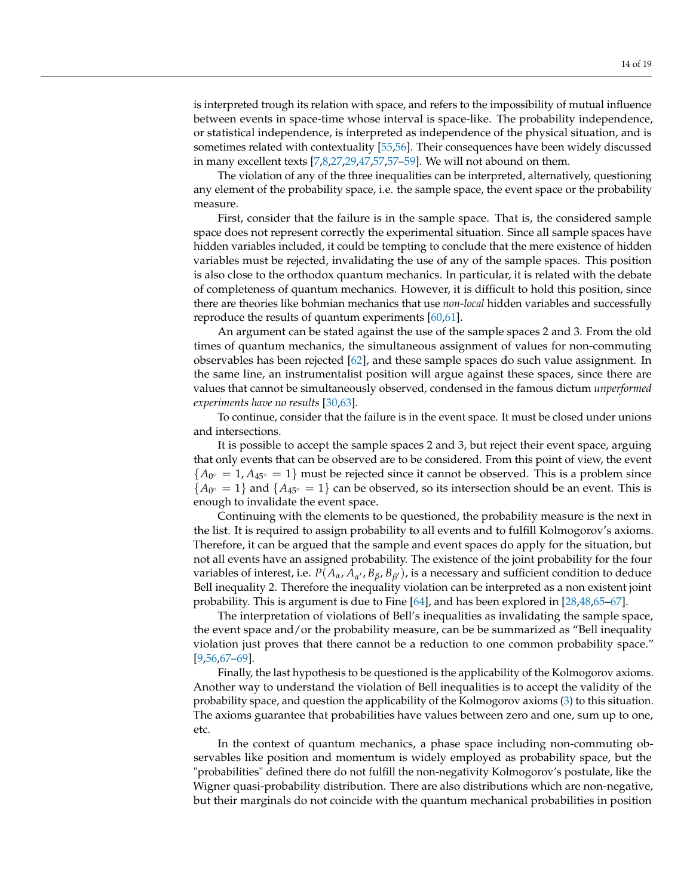is interpreted trough its relation with space, and refers to the impossibility of mutual influence between events in space-time whose interval is space-like. The probability independence, or statistical independence, is interpreted as independence of the physical situation, and is sometimes related with contextuality [55,56]. Their consequences have been widely discussed in many excellent texts [7,8,27,29,47,57,57–59]. We will not abound on them.

The violation of any of the three inequalities can be interpreted, alternatively, questioning any element of the probability space, i.e. the sample space, the event space or the probability measure.

First, consider that the failure is in the sample space. That is, the considered sample space does not represent correctly the experimental situation. Since all sample spaces have hidden variables included, it could be tempting to conclude that the mere existence of hidden variables must be rejected, invalidating the use of any of the sample spaces. This position is also close to the orthodox quantum mechanics. In particular, it is related with the debate of completeness of quantum mechanics. However, it is difficult to hold this position, since there are theories like bohmian mechanics that use *non-local* hidden variables and successfully reproduce the results of quantum experiments [60,61].

An argument can be stated against the use of the sample spaces 2 and 3. From the old times of quantum mechanics, the simultaneous assignment of values for non-commuting observables has been rejected [62], and these sample spaces do such value assignment. In the same line, an instrumentalist position will argue against these spaces, since there are values that cannot be simultaneously observed, condensed in the famous dictum *unperformed experiments have no results* [30,63].

To continue, consider that the failure is in the event space. It must be closed under unions and intersections.

It is possible to accept the sample spaces 2 and 3, but reject their event space, arguing that only events that can be observed are to be considered. From this point of view, the event $\{A_{0^\circ} = 1, A_{45^\circ} = 1\}$ must be rejected since it cannot be observed. This is a problem since $\{A_{0^\circ} = 1\}$ and $\{A_{45^\circ} = 1\}$ can be observed, so its intersection should be an event. This is enough to invalidate the event space.

Continuing with the elements to be questioned, the probability measure is the next in the list. It is required to assign probability to all events and to fulfill Kolmogorov's axioms. Therefore, it can be argued that the sample and event spaces do apply for the situation, but not all events have an assigned probability. The existence of the joint probability for the four variables of interest, i.e. $P(A_\alpha, A_{\alpha'}, B_\beta, B_{\beta'})$, is a necessary and sufficient condition to deduce Bell inequality 2. Therefore the inequality violation can be interpreted as a non existent joint probability. This is argument is due to Fine [64], and has been explored in [28,48,65–67].

The interpretation of violations of Bell's inequalities as invalidating the sample space, the event space and/or the probability measure, can be be summarized as "Bell inequality violation just proves that there cannot be a reduction to one common probability space." [9,56,67–69].

Finally, the last hypothesis to be questioned is the applicability of the Kolmogorov axioms. Another way to understand the violation of Bell inequalities is to accept the validity of the probability space, and question the applicability of the Kolmogorov axioms (3) to this situation. The axioms guarantee that probabilities have values between zero and one, sum up to one, etc.

In the context of quantum mechanics, a phase space including non-commuting observables like position and momentum is widely employed as probability space, but the "probabilities" defined there do not fulfill the non-negativity Kolmogorov's postulate, like the Wigner quasi-probability distribution. There are also distributions which are non-negative, but their marginals do not coincide with the quantum mechanical probabilities in position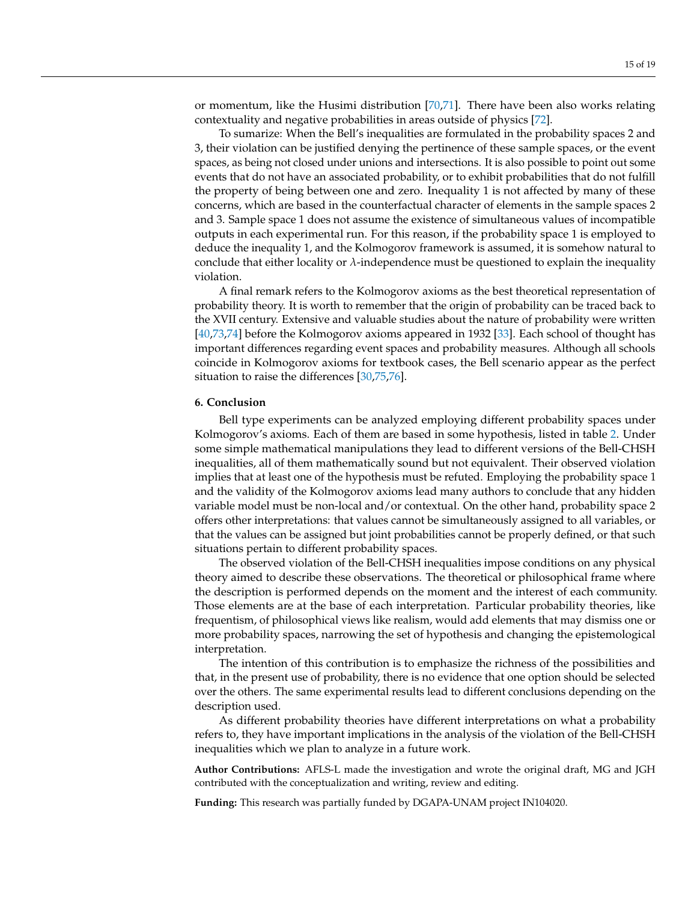or momentum, like the Husimi distribution [70,71]. There have been also works relating contextuality and negative probabilities in areas outside of physics [72].

To sumarize: When the Bell's inequalities are formulated in the probability spaces 2 and 3, their violation can be justified denying the pertinence of these sample spaces, or the event spaces, as being not closed under unions and intersections. It is also possible to point out some events that do not have an associated probability, or to exhibit probabilities that do not fulfill the property of being between one and zero. Inequality 1 is not affected by many of these concerns, which are based in the counterfactual character of elements in the sample spaces 2 and 3. Sample space 1 does not assume the existence of simultaneous values of incompatible outputs in each experimental run. For this reason, if the probability space 1 is employed to deduce the inequality 1, and the Kolmogorov framework is assumed, it is somehow natural to conclude that either locality or $\lambda$-independence must be questioned to explain the inequality violation.

A final remark refers to the Kolmogorov axioms as the best theoretical representation of probability theory. It is worth to remember that the origin of probability can be traced back to the XVII century. Extensive and valuable studies about the nature of probability were written [40,73,74] before the Kolmogorov axioms appeared in 1932 [33]. Each school of thought has important differences regarding event spaces and probability measures. Although all schools coincide in Kolmogorov axioms for textbook cases, the Bell scenario appear as the perfect situation to raise the differences [30,75,76].

## 6. Conclusion

Bell type experiments can be analyzed employing different probability spaces under Kolmogorov's axioms. Each of them are based in some hypothesis, listed in table 2. Under some simple mathematical manipulations they lead to different versions of the Bell-CHSH inequalities, all of them mathematically sound but not equivalent. Their observed violation implies that at least one of the hypothesis must be refuted. Employing the probability space 1 and the validity of the Kolmogorov axioms lead many authors to conclude that any hidden variable model must be non-local and/or contextual. On the other hand, probability space 2 offers other interpretations: that values cannot be simultaneously assigned to all variables, or that the values can be assigned but joint probabilities cannot be properly defined, or that such situations pertain to different probability spaces.

The observed violation of the Bell-CHSH inequalities impose conditions on any physical theory aimed to describe these observations. The theoretical or philosophical frame where the description is performed depends on the moment and the interest of each community. Those elements are at the base of each interpretation. Particular probability theories, like frequentism, of philosophical views like realism, would add elements that may dismiss one or more probability spaces, narrowing the set of hypothesis and changing the epistemological interpretation.

The intention of this contribution is to emphasize the richness of the possibilities and that, in the present use of probability, there is no evidence that one option should be selected over the others. The same experimental results lead to different conclusions depending on the description used.

As different probability theories have different interpretations on what a probability refers to, they have important implications in the analysis of the violation of the Bell-CHSH inequalities which we plan to analyze in a future work.

**Author Contributions:** AFLS-L made the investigation and wrote the original draft, MG and JGH contributed with the conceptualization and writing, review and editing.

**Funding:** This research was partially funded by DGAPA-UNAM project IN104020.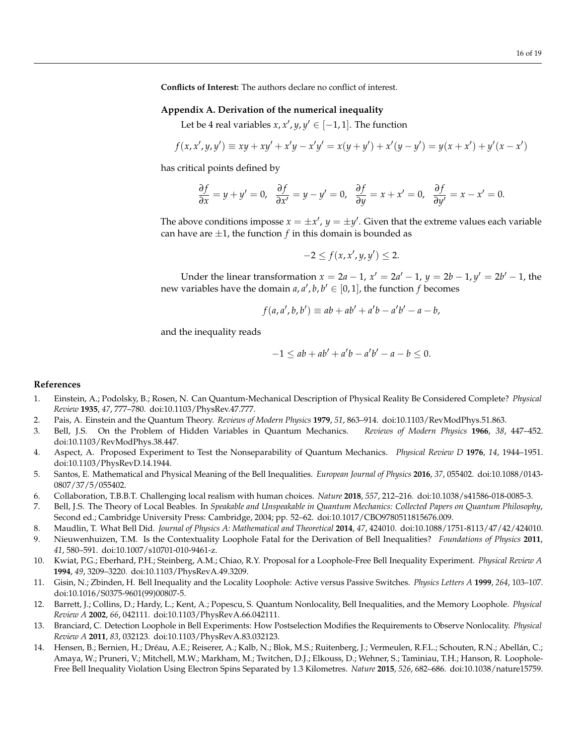**Conflicts of Interest:** The authors declare no conflict of interest.

## Appendix A. Derivation of the numerical inequality

Let be 4 real variables $x, x', y, y' \in [-1, 1]$. The function

$$f(x, x', y, y') \equiv xy + xy' + x'y - x'y' = x(y + y') + x'(y - y') = y(x + x') + y'(x - x')$$

has critical points defined by

$$\frac{\partial f}{\partial x} = y + y' = 0, \quad \frac{\partial f}{\partial x'} = y - y' = 0, \quad \frac{\partial f}{\partial y} = x + x' = 0, \quad \frac{\partial f}{\partial y'} = x - x' = 0.$$

The above conditions imposse $x = \pm x'$, $y = \pm y'$. Given that the extreme values each variable can have are $\pm 1$, the function $f$ in this domain is bounded as

$$-2 \leq f(x, x', y, y') \leq 2.$$

Under the linear transformation $x = 2a - 1$, $x' = 2a' - 1$, $y = 2b - 1$, $y' = 2b' - 1$, the new variables have the domain $a, a', b, b' \in [0, 1]$, the function $f$ becomes

$$f(a, a', b, b') \equiv ab + ab' + a'b - a'b' - a - b,$$

and the inequality reads

$$-1 \leq ab + ab' + a'b - a'b' - a - b \leq 0.$$

## References

1. Einstein, A.; Podolsky, B.; Rosen, N. Can Quantum-Mechanical Description of Physical Reality Be Considered Complete? *Physical Review* **1935**, *47*, 777–780. doi:10.1103/PhysRev.47.777.
2. Pais, A. Einstein and the Quantum Theory. *Reviews of Modern Physics* **1979**, *51*, 863–914. doi:10.1103/RevModPhys.51.863.
3. Bell, J.S. On the Problem of Hidden Variables in Quantum Mechanics. *Reviews of Modern Physics* **1966**, *38*, 447–452. doi:10.1103/RevModPhys.38.447.
4. Aspect, A. Proposed Experiment to Test the Nonseparability of Quantum Mechanics. *Physical Review D* **1976**, *14*, 1944–1951. doi:10.1103/PhysRevD.14.1944.
5. Santos, E. Mathematical and Physical Meaning of the Bell Inequalities. *European Journal of Physics* **2016**, *37*, 055402. doi:10.1088/0143-0807/37/5/055402.
6. Collaboration, T.B.B.T. Challenging local realism with human choices. *Nature* **2018**, *557*, 212–216. doi:10.1038/s41586-018-0085-3.
7. Bell, J.S. The Theory of Local Beables. In *Speakable and Unspeakable in Quantum Mechanics: Collected Papers on Quantum Philosophy*, Second ed.; Cambridge University Press: Cambridge, 2004; pp. 52–62. doi:10.1017/CBO9780511815676.009.
8. Maudlin, T. What Bell Did. *Journal of Physics A: Mathematical and Theoretical* **2014**, *47*, 424010. doi:10.1088/1751-8113/47/42/424010.
9. Nieuwenhuizen, T.M. Is the Contextuality Loophole Fatal for the Derivation of Bell Inequalities? *Foundations of Physics* **2011**, *41*, 580–591. doi:10.1007/s10701-010-9461-z.
10. Kwiat, P.G.; Eberhard, P.H.; Steinberg, A.M.; Chiao, R.Y. Proposal for a Loophole-Free Bell Inequality Experiment. *Physical Review A* **1994**, *49*, 3209–3220. doi:10.1103/PhysRevA.49.3209.
11. Gisin, N.; Zbinden, H. Bell Inequality and the Locality Loophole: Active versus Passive Switches. *Physics Letters A* **1999**, *264*, 103–107. doi:10.1016/S0375-9601(99)00807-5.
12. Barrett, J.; Collins, D.; Hardy, L.; Kent, A.; Popescu, S. Quantum Nonlocality, Bell Inequalities, and the Memory Loophole. *Physical Review A* **2002**, *66*, 042111. doi:10.1103/PhysRevA.66.042111.
13. Branciard, C. Detection Loophole in Bell Experiments: How Postselection Modifies the Requirements to Observe Nonlocality. *Physical Review A* **2011**, *83*, 032123. doi:10.1103/PhysRevA.83.032123.
14. Hensen, B.; Bernien, H.; Dréau, A.E.; Reiserer, A.; Kalb, N.; Blok, M.S.; Ruitenberg, J.; Vermeulen, R.F.L.; Schouten, R.N.; Abellán, C.; Amaya, W.; Pruneri, V.; Mitchell, M.W.; Markham, M.; Twitchen, D.J.; Elkouss, D.; Wehner, S.; Taminiau, T.H.; Hanson, R. Loophole-Free Bell Inequality Violation Using Electron Spins Separated by 1.3 Kilometres. *Nature* **2015**, *526*, 682–686. doi:10.1038/nature15759.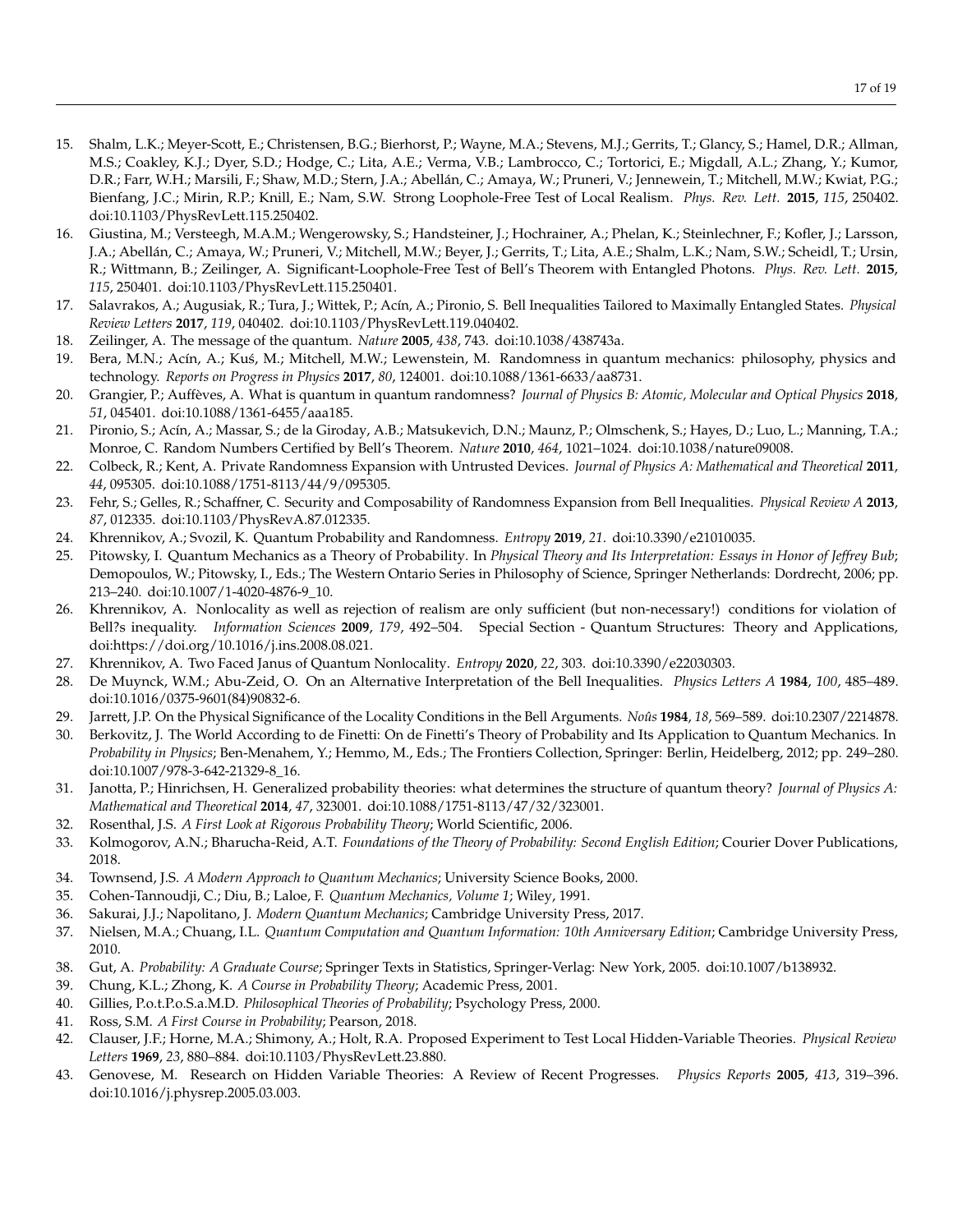15. Shalm, L.K.; Meyer-Scott, E.; Christensen, B.G.; Bierhorst, P.; Wayne, M.A.; Stevens, M.J.; Gerrits, T.; Glancy, S.; Hamel, D.R.; Allman, M.S.; Coakley, K.J.; Dyer, S.D.; Hodge, C.; Lita, A.E.; Verma, V.B.; Lambrocco, C.; Tortorici, E.; Migdall, A.L.; Zhang, Y.; Kumor, D.R.; Farr, W.H.; Marsili, F.; Shaw, M.D.; Stern, J.A.; Abellán, C.; Amaya, W.; Pruneri, V.; Jennewein, T.; Mitchell, M.W.; Kwiat, P.G.; Bienfang, J.C.; Mirin, R.P.; Knill, E.; Nam, S.W. Strong Loophole-Free Test of Local Realism. *Phys. Rev. Lett.* **2015**, *115*, 250402. doi:10.1103/PhysRevLett.115.250402.
16. Giustina, M.; Versteegh, M.A.M.; Wengerowsky, S.; Handsteiner, J.; Hochrainer, A.; Phelan, K.; Steinlechner, F.; Kofler, J.; Larsson, J.A.; Abellán, C.; Amaya, W.; Pruneri, V.; Mitchell, M.W.; Beyer, J.; Gerrits, T.; Lita, A.E.; Shalm, L.K.; Nam, S.W.; Scheidl, T.; Ursin, R.; Wittmann, B.; Zeilinger, A. Significant-Loophole-Free Test of Bell's Theorem with Entangled Photons. *Phys. Rev. Lett.* **2015**, *115*, 250401. doi:10.1103/PhysRevLett.115.250401.
17. Salavrakos, A.; Augusiak, R.; Tura, J.; Wittek, P.; Acín, A.; Pironio, S. Bell Inequalities Tailored to Maximally Entangled States. *Physical Review Letters* **2017**, *119*, 040402. doi:10.1103/PhysRevLett.119.040402.
18. Zeilinger, A. The message of the quantum. *Nature* **2005**, *438*, 743. doi:10.1038/438743a.
19. Bera, M.N.; Acín, A.; Kuś, M.; Mitchell, M.W.; Lewenstein, M. Randomness in quantum mechanics: philosophy, physics and technology. *Reports on Progress in Physics* **2017**, *80*, 124001. doi:10.1088/1361-6633/aa8731.
20. Grangier, P.; Auffèves, A. What is quantum in quantum randomness? *Journal of Physics B: Atomic, Molecular and Optical Physics* **2018**, *51*, 045401. doi:10.1088/1361-6455/aaa185.
21. Pironio, S.; Acín, A.; Massar, S.; de la Giroday, A.B.; Matsukevich, D.N.; Maunz, P.; Olmschenk, S.; Hayes, D.; Luo, L.; Manning, T.A.; Monroe, C. Random Numbers Certified by Bell's Theorem. *Nature* **2010**, *464*, 1021–1024. doi:10.1038/nature09008.
22. Colbeck, R.; Kent, A. Private Randomness Expansion with Untrusted Devices. *Journal of Physics A: Mathematical and Theoretical* **2011**, *44*, 095305. doi:10.1088/1751-8113/44/9/095305.
23. Fehr, S.; Gelles, R.; Schaffner, C. Security and Composability of Randomness Expansion from Bell Inequalities. *Physical Review A* **2013**, *87*, 012335. doi:10.1103/PhysRevA.87.012335.
24. Khrennikov, A.; Svozil, K. Quantum Probability and Randomness. *Entropy* **2019**, *21*. doi:10.3390/e21010035.
25. Pitowsky, I. Quantum Mechanics as a Theory of Probability. In *Physical Theory and Its Interpretation: Essays in Honor of Jeffrey Bub*; Demopoulos, W.; Pitowsky, I., Eds.; The Western Ontario Series in Philosophy of Science, Springer Netherlands: Dordrecht, 2006; pp. 213–240. doi:10.1007/1-4020-4876-9_10.
26. Khrennikov, A. Nonlocality as well as rejection of realism are only sufficient (but non-necessary!) conditions for violation of Bell?s inequality. *Information Sciences* **2009**, *179*, 492–504. Special Section - Quantum Structures: Theory and Applications, doi:https://doi.org/10.1016/j.ins.2008.08.021.
27. Khrennikov, A. Two Faced Janus of Quantum Nonlocality. *Entropy* **2020**, *22*, 303. doi:10.3390/e22030303.
28. De Muynck, W.M.; Abu-Zeid, O. On an Alternative Interpretation of the Bell Inequalities. *Physics Letters A* **1984**, *100*, 485–489. doi:10.1016/0375-9601(84)90832-6.
29. Jarrett, J.P. On the Physical Significance of the Locality Conditions in the Bell Arguments. *Noûs* **1984**, *18*, 569–589. doi:10.2307/2214878.
30. Berkovitz, J. The World According to de Finetti: On de Finetti's Theory of Probability and Its Application to Quantum Mechanics. In *Probability in Physics*; Ben-Menahem, Y.; Hemmo, M., Eds.; The Frontiers Collection, Springer: Berlin, Heidelberg, 2012; pp. 249–280. doi:10.1007/978-3-642-21329-8_16.
31. Janotta, P.; Hinrichsen, H. Generalized probability theories: what determines the structure of quantum theory? *Journal of Physics A: Mathematical and Theoretical* **2014**, *47*, 323001. doi:10.1088/1751-8113/47/32/323001.
32. Rosenthal, J.S. *A First Look at Rigorous Probability Theory*; World Scientific, 2006.
33. Kolmogorov, A.N.; Bharucha-Reid, A.T. *Foundations of the Theory of Probability: Second English Edition*; Courier Dover Publications, 2018.
34. Townsend, J.S. *A Modern Approach to Quantum Mechanics*; University Science Books, 2000.
35. Cohen-Tannoudji, C.; Diu, B.; Laloe, F. *Quantum Mechanics, Volume 1*; Wiley, 1991.
36. Sakurai, J.J.; Napolitano, J. *Modern Quantum Mechanics*; Cambridge University Press, 2017.
37. Nielsen, M.A.; Chuang, I.L. *Quantum Computation and Quantum Information: 10th Anniversary Edition*; Cambridge University Press, 2010.
38. Gut, A. *Probability: A Graduate Course*; Springer Texts in Statistics, Springer-Verlag: New York, 2005. doi:10.1007/b138932.
39. Chung, K.L.; Zhong, K. *A Course in Probability Theory*; Academic Press, 2001.
40. Gillies, P.o.t.P.o.S.a.M.D. *Philosophical Theories of Probability*; Psychology Press, 2000.
41. Ross, S.M. *A First Course in Probability*; Pearson, 2018.
42. Clauser, J.F.; Horne, M.A.; Shimony, A.; Holt, R.A. Proposed Experiment to Test Local Hidden-Variable Theories. *Physical Review Letters* **1969**, *23*, 880–884. doi:10.1103/PhysRevLett.23.880.
43. Genovese, M. Research on Hidden Variable Theories: A Review of Recent Progresses. *Physics Reports* **2005**, *413*, 319–396. doi:10.1016/j.physrep.2005.03.003.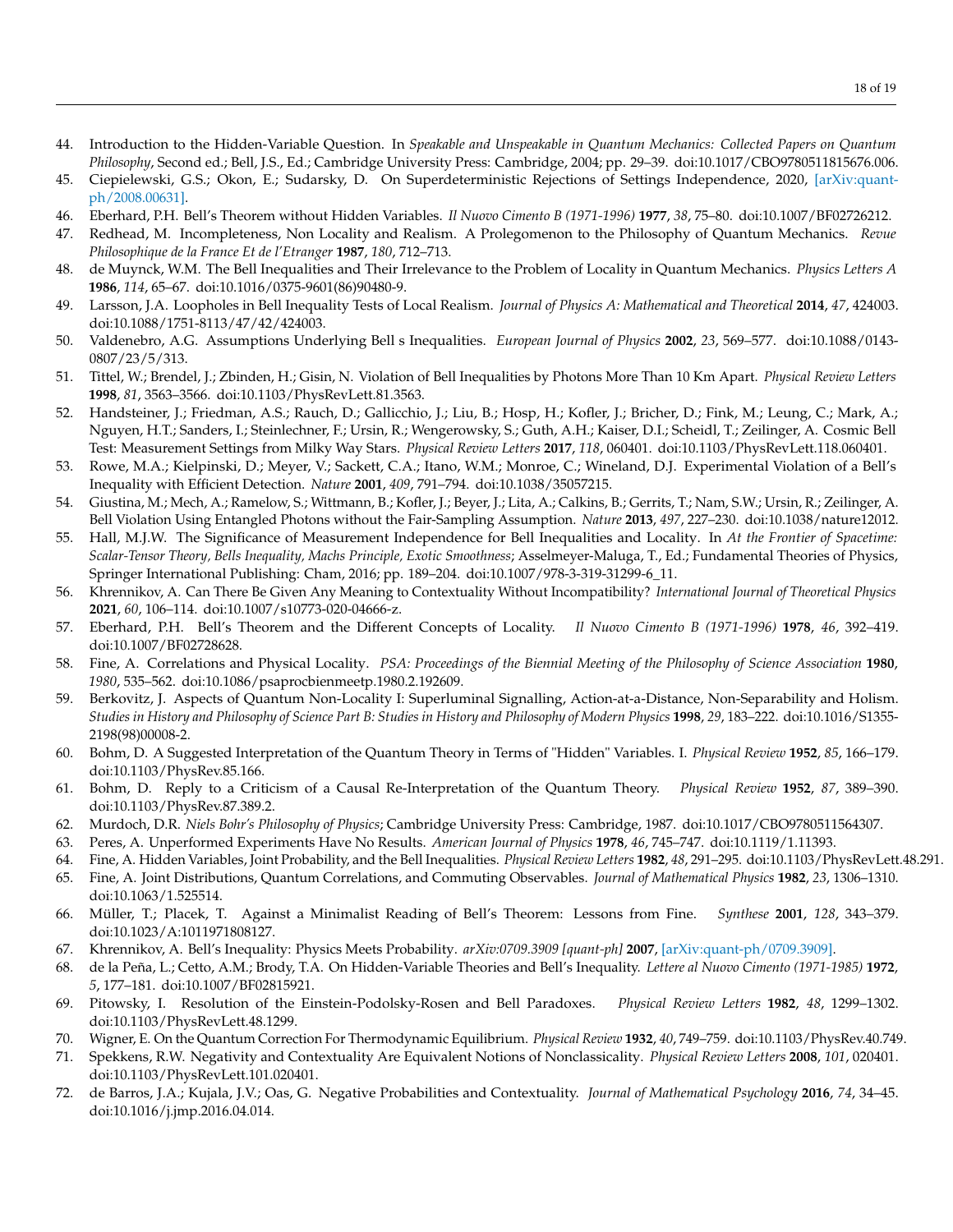44. Introduction to the Hidden-Variable Question. In *Speakable and Unspeakable in Quantum Mechanics: Collected Papers on Quantum Philosophy*, Second ed.; Bell, J.S., Ed.; Cambridge University Press: Cambridge, 2004; pp. 29–39. doi:10.1017/CBO9780511815676.006.
45. Ciepielewski, G.S.; Okon, E.; Sudarsky, D. On Superdeterministic Rejections of Settings Independence, 2020, [arXiv:quant-ph/2008.00631].
46. Eberhard, P.H. Bell's Theorem without Hidden Variables. *Il Nuovo Cimento B (1971-1996)* **1977**, *38*, 75–80. doi:10.1007/BF02726212.
47. Redhead, M. Incompleteness, Non Locality and Realism. A Prolegomenon to the Philosophy of Quantum Mechanics. *Revue Philosophique de la France Et de l'Etranger* **1987**, *180*, 712–713.
48. de Muynck, W.M. The Bell Inequalities and Their Irrelevance to the Problem of Locality in Quantum Mechanics. *Physics Letters A* **1986**, *114*, 65–67. doi:10.1016/0375-9601(86)90480-9.
49. Larsson, J.A. Loopholes in Bell Inequality Tests of Local Realism. *Journal of Physics A: Mathematical and Theoretical* **2014**, *47*, 424003. doi:10.1088/1751-8113/47/42/424003.
50. Valdenebro, A.G. Assumptions Underlying Bell s Inequalities. *European Journal of Physics* **2002**, *23*, 569–577. doi:10.1088/0143-0807/23/5/313.
51. Tittel, W.; Brendel, J.; Zbinden, H.; Gisin, N. Violation of Bell Inequalities by Photons More Than 10 Km Apart. *Physical Review Letters* **1998**, *81*, 3563–3566. doi:10.1103/PhysRevLett.81.3563.
52. Handsteiner, J.; Friedman, A.S.; Rauch, D.; Gallicchio, J.; Liu, B.; Hosp, H.; Kofler, J.; Bricher, D.; Fink, M.; Leung, C.; Mark, A.; Nguyen, H.T.; Sanders, I.; Steinlechner, F.; Ursin, R.; Wengerowsky, S.; Guth, A.H.; Kaiser, D.I.; Scheidl, T.; Zeilinger, A. Cosmic Bell Test: Measurement Settings from Milky Way Stars. *Physical Review Letters* **2017**, *118*, 060401. doi:10.1103/PhysRevLett.118.060401.
53. Rowe, M.A.; Kielpinski, D.; Meyer, V.; Sackett, C.A.; Itano, W.M.; Monroe, C.; Wineland, D.J. Experimental Violation of a Bell's Inequality with Efficient Detection. *Nature* **2001**, *409*, 791–794. doi:10.1038/35057215.
54. Giustina, M.; Mech, A.; Ramelow, S.; Wittmann, B.; Kofler, J.; Beyer, J.; Lita, A.; Calkins, B.; Gerrits, T.; Nam, S.W.; Ursin, R.; Zeilinger, A. Bell Violation Using Entangled Photons without the Fair-Sampling Assumption. *Nature* **2013**, *497*, 227–230. doi:10.1038/nature12012.
55. Hall, M.J.W. The Significance of Measurement Independence for Bell Inequalities and Locality. In *At the Frontier of Spacetime: Scalar-Tensor Theory, Bells Inequality, Machs Principle, Exotic Smoothness*; Asselmeyer-Maluga, T., Ed.; Fundamental Theories of Physics, Springer International Publishing: Cham, 2016; pp. 189–204. doi:10.1007/978-3-319-31299-6_11.
56. Khrennikov, A. Can There Be Given Any Meaning to Contextuality Without Incompatibility? *International Journal of Theoretical Physics* **2021**, *60*, 106–114. doi:10.1007/s10773-020-04666-z.
57. Eberhard, P.H. Bell's Theorem and the Different Concepts of Locality. *Il Nuovo Cimento B (1971-1996)* **1978**, *46*, 392–419. doi:10.1007/BF02728628.
58. Fine, A. Correlations and Physical Locality. *PSA: Proceedings of the Biennial Meeting of the Philosophy of Science Association* **1980**, *1980*, 535–562. doi:10.1086/psaprocbienmeetp.1980.2.192609.
59. Berkovitz, J. Aspects of Quantum Non-Locality I: Superluminal Signalling, Action-at-a-Distance, Non-Separability and Holism. *Studies in History and Philosophy of Science Part B: Studies in History and Philosophy of Modern Physics* **1998**, *29*, 183–222. doi:10.1016/S1355-2198(98)00008-2.
60. Bohm, D. A Suggested Interpretation of the Quantum Theory in Terms of "Hidden" Variables. I. *Physical Review* **1952**, *85*, 166–179. doi:10.1103/PhysRev.85.166.
61. Bohm, D. Reply to a Criticism of a Causal Re-Interpretation of the Quantum Theory. *Physical Review* **1952**, *87*, 389–390. doi:10.1103/PhysRev.87.389.2.
62. Murdoch, D.R. *Niels Bohr's Philosophy of Physics*; Cambridge University Press: Cambridge, 1987. doi:10.1017/CBO9780511564307.
63. Peres, A. Unperformed Experiments Have No Results. *American Journal of Physics* **1978**, *46*, 745–747. doi:10.1119/1.11393.
64. Fine, A. Hidden Variables, Joint Probability, and the Bell Inequalities. *Physical Review Letters* **1982**, *48*, 291–295. doi:10.1103/PhysRevLett.48.291.
65. Fine, A. Joint Distributions, Quantum Correlations, and Commuting Observables. *Journal of Mathematical Physics* **1982**, *23*, 1306–1310. doi:10.1063/1.525514.
66. Müller, T.; Placek, T. Against a Minimalist Reading of Bell's Theorem: Lessons from Fine. *Synthese* **2001**, *128*, 343–379. doi:10.1023/A:1011971808127.
67. Khrennikov, A. Bell's Inequality: Physics Meets Probability. *arXiv:0709.3909 [quant-ph]* **2007**, [arXiv:quant-ph/0709.3909].
68. de la Peña, L.; Cetto, A.M.; Brody, T.A. On Hidden-Variable Theories and Bell's Inequality. *Lettere al Nuovo Cimento (1971-1985)* **1972**, *5*, 177–181. doi:10.1007/BF02815921.
69. Pitowsky, I. Resolution of the Einstein-Podolsky-Rosen and Bell Paradoxes. *Physical Review Letters* **1982**, *48*, 1299–1302. doi:10.1103/PhysRevLett.48.1299.
70. Wigner, E. On the Quantum Correction For Thermodynamic Equilibrium. *Physical Review* **1932**, *40*, 749–759. doi:10.1103/PhysRev.40.749.
71. Spekkens, R.W. Negativity and Contextuality Are Equivalent Notions of Nonclassicality. *Physical Review Letters* **2008**, *101*, 020401. doi:10.1103/PhysRevLett.101.020401.
72. de Barros, J.A.; Kujala, J.V.; Oas, G. Negative Probabilities and Contextuality. *Journal of Mathematical Psychology* **2016**, *74*, 34–45. doi:10.1016/j.jmp.2016.04.014.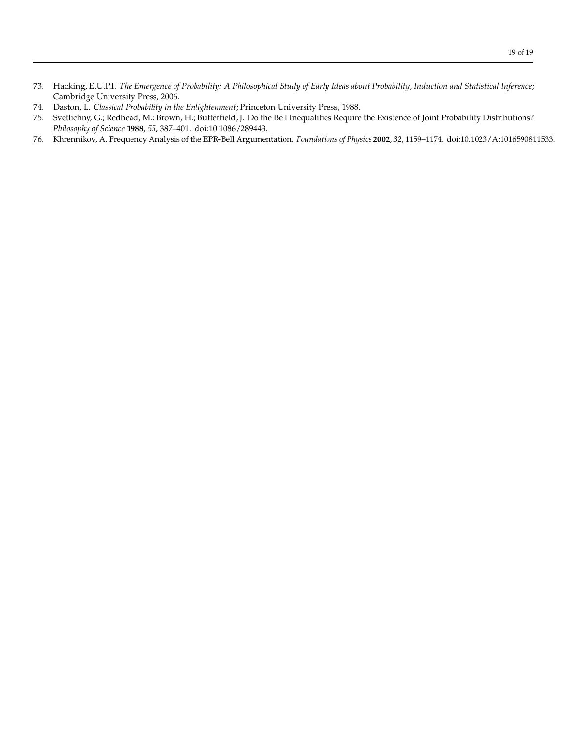73. Hacking, E.U.P.I. *The Emergence of Probability: A Philosophical Study of Early Ideas about Probability, Induction and Statistical Inference*; Cambridge University Press, 2006.
74. Daston, L. *Classical Probability in the Enlightenment*; Princeton University Press, 1988.
75. Svetlichny, G.; Redhead, M.; Brown, H.; Butterfield, J. Do the Bell Inequalities Require the Existence of Joint Probability Distributions? *Philosophy of Science* **1988**, *55*, 387–401. doi:10.1086/289443.
76. Khrennikov, A. Frequency Analysis of the EPR-Bell Argumentation. *Foundations of Physics* **2002**, *32*, 1159–1174. doi:10.1023/A:1016590811533.